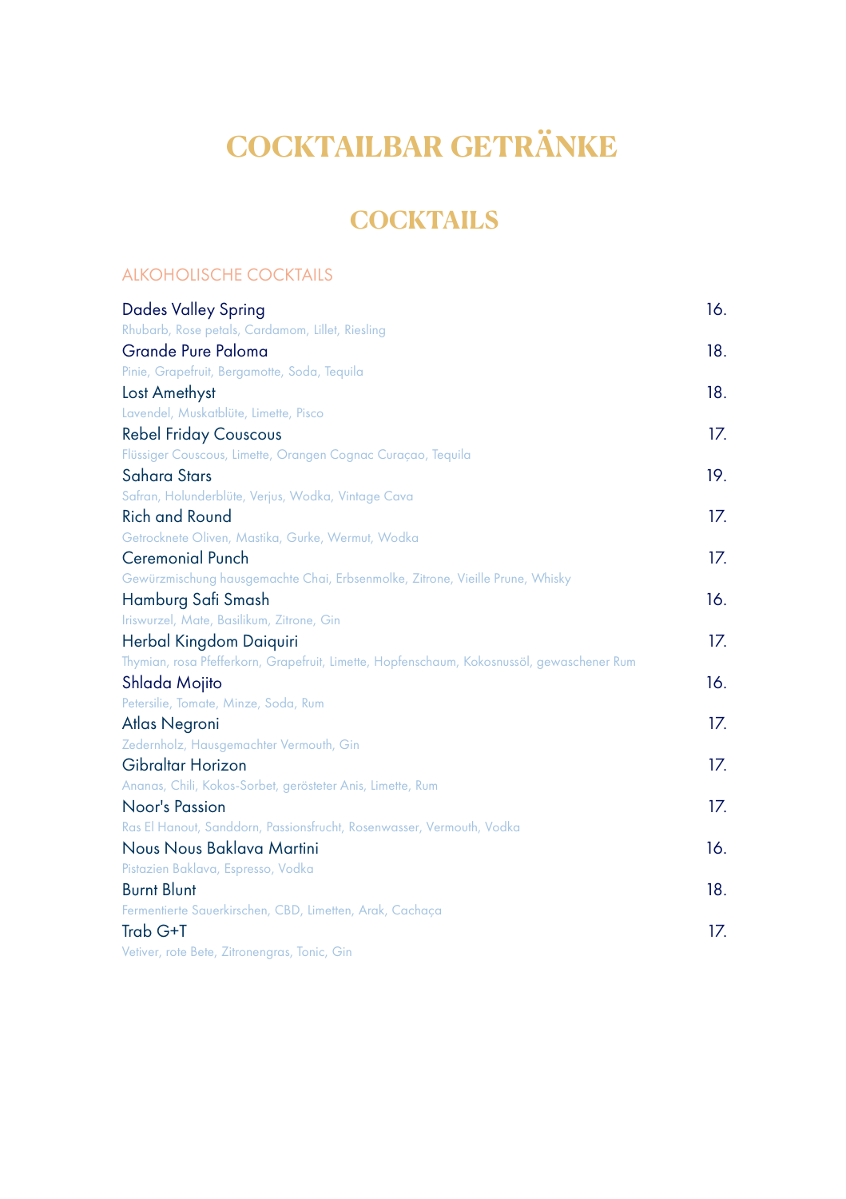# COCKTAILBAR GETRÄNKE

## COCKTAILS

### ALKOHOLISCHE COCKTAILS

**Dades Valley Spring** 16.
Rhubarb, Rose petals, Cardamom, Lillet, Riesling

**Grande Pure Paloma** 18.
Pinie, Grapefruit, Bergamotte, Soda, Tequila

**Lost Amethyst** 18.
Lavendel, Muskatblüte, Limette, Pisco

**Rebel Friday Couscous** 17.
Flüssiger Couscous, Limette, Orangen Cognac Curaçao, Tequila

**Sahara Stars** 19.
Safran, Holunderblüte, Verjus, Wodka, Vintage Cava

**Rich and Round** 17.
Getrocknete Oliven, Mastika, Gurke, Wermut, Wodka

**Ceremonial Punch** 17.
Gewürzmischung hausgemachte Chai, Erbsenmolke, Zitrone, Vieille Prune, Whisky

**Hamburg Safi Smash** 16.
Iriswurzel, Mate, Basilikum, Zitrone, Gin

**Herbal Kingdom Daiquiri** 17.
Thymian, rosa Pfefferkorn, Grapefruit, Limette, Hopfenschaum, Kokosnussöl, gewaschener Rum

**Shlada Mojito** 16.
Petersilie, Tomate, Minze, Soda, Rum

**Atlas Negroni** 17.
Zedernholz, Hausgemachter Vermouth, Gin

**Gibraltar Horizon** 17.
Ananas, Chili, Kokos-Sorbet, gerösteter Anis, Limette, Rum

**Noor's Passion** 17.
Ras El Hanout, Sanddorn, Passionsfrucht, Rosenwasser, Vermouth, Vodka

**Nous Nous Baklava Martini** 16.
Pistazien Baklava, Espresso, Vodka

**Burnt Blunt** 18.
Fermentierte Sauerkirschen, CBD, Limetten, Arak, Cachaça

**Trab G+T** 17.
Vetiver, rote Bete, Zitronengras, Tonic, Gin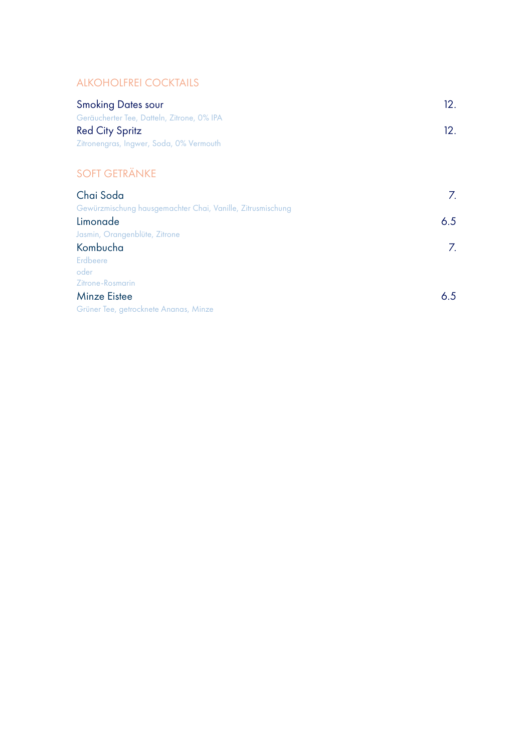## ALKOHOLFREI COCKTAILS

**Smoking Dates sour** — 12.
Geräucherter Tee, Datteln, Zitrone, 0% IPA

**Red City Spritz** — 12.
Zitronengras, Ingwer, Soda, 0% Vermouth

## SOFT GETRÄNKE

**Chai Soda** — 7.
Gewürzmischung hausgemachter Chai, Vanille, Zitrusmischung

**Limonade** — 6.5
Jasmin, Orangenblüte, Zitrone

**Kombucha** — 7.
Erdbeere
oder
Zitrone-Rosmarin

**Minze Eistee** — 6.5
Grüner Tee, getrocknete Ananas, Minze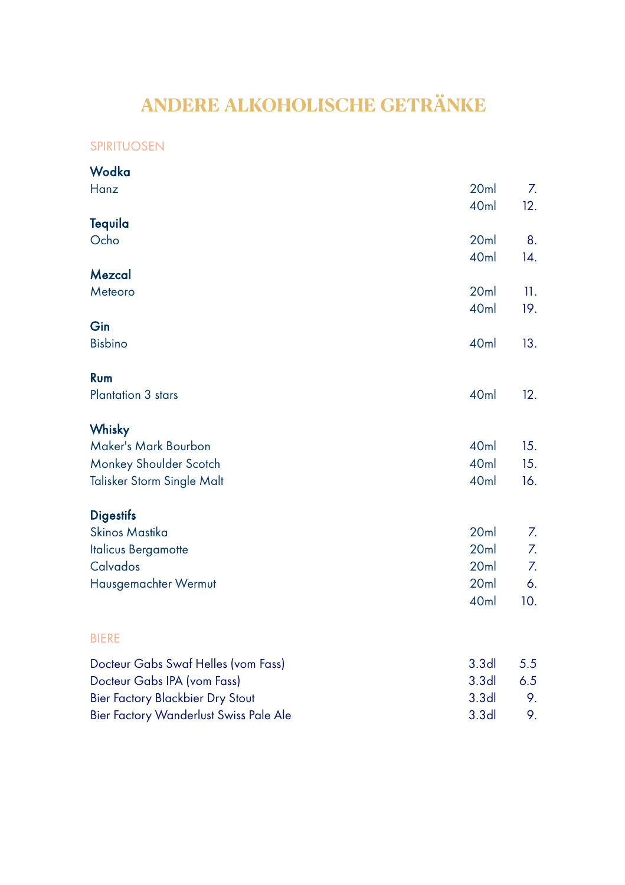# ANDERE ALKOHOLISCHE GETRÄNKE

## SPIRITUOSEN

### Wodka

| | | |
|---|---|---|
| Hanz | 20ml | 7. |
| | 40ml | 12. |

### Tequila

| | | |
|---|---|---|
| Ocho | 20ml | 8. |
| | 40ml | 14. |

### Mezcal

| | | |
|---|---|---|
| Meteoro | 20ml | 11. |
| | 40ml | 19. |

### Gin

| | | |
|---|---|---|
| Bisbino | 40ml | 13. |

### Rum

| | | |
|---|---|---|
| Plantation 3 stars | 40ml | 12. |

### Whisky

| | | |
|---|---|---|
| Maker's Mark Bourbon | 40ml | 15. |
| Monkey Shoulder Scotch | 40ml | 15. |
| Talisker Storm Single Malt | 40ml | 16. |

### Digestifs

| | | |
|---|---|---|
| Skinos Mastika | 20ml | 7. |
| Italicus Bergamotte | 20ml | 7. |
| Calvados | 20ml | 7. |
| Hausgemachter Wermut | 20ml | 6. |
| | 40ml | 10. |

## BIERE

| | | |
|---|---|---|
| Docteur Gabs Swaf Helles (vom Fass) | 3.3dl | 5.5 |
| Docteur Gabs IPA (vom Fass) | 3.3dl | 6.5 |
| Bier Factory Blackbier Dry Stout | 3.3dl | 9. |
| Bier Factory Wanderlust Swiss Pale Ale | 3.3dl | 9. |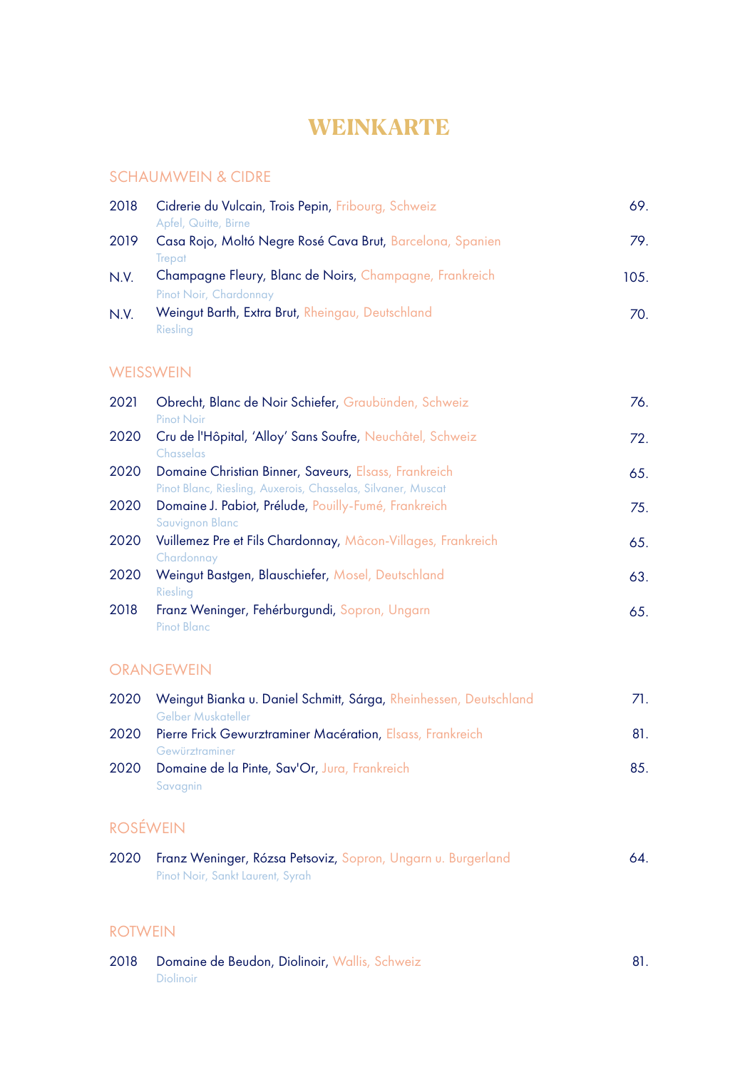# WEINKARTE

## SCHAUMWEIN & CIDRE

| | | |
|---|---|---|
| 2018 | Cidrerie du Vulcain, Trois Pepin, Fribourg, Schweiz<br>Apfel, Quitte, Birne | 69. |
| 2019 | Casa Rojo, Moltó Negre Rosé Cava Brut, Barcelona, Spanien<br>Trepat | 79. |
| N.V. | Champagne Fleury, Blanc de Noirs, Champagne, Frankreich<br>Pinot Noir, Chardonnay | 105. |
| N.V. | Weingut Barth, Extra Brut, Rheingau, Deutschland<br>Riesling | 70. |

## WEISSWEIN

| | | |
|---|---|---|
| 2021 | Obrecht, Blanc de Noir Schiefer, Graubünden, Schweiz<br>Pinot Noir | 76. |
| 2020 | Cru de l'Hôpital, 'Alloy' Sans Soufre, Neuchâtel, Schweiz<br>Chasselas | 72. |
| 2020 | Domaine Christian Binner, Saveurs, Elsass, Frankreich<br>Pinot Blanc, Riesling, Auxerois, Chasselas, Silvaner, Muscat | 65. |
| 2020 | Domaine J. Pabiot, Prélude, Pouilly-Fumé, Frankreich<br>Sauvignon Blanc | 75. |
| 2020 | Vuillemez Pre et Fils Chardonnay, Mâcon-Villages, Frankreich<br>Chardonnay | 65. |
| 2020 | Weingut Bastgen, Blauschiefer, Mosel, Deutschland<br>Riesling | 63. |
| 2018 | Franz Weninger, Fehérburgundi, Sopron, Ungarn<br>Pinot Blanc | 65. |

## ORANGEWEIN

| | | |
|---|---|---|
| 2020 | Weingut Bianka u. Daniel Schmitt, Sárga, Rheinhessen, Deutschland<br>Gelber Muskateller | 71. |
| 2020 | Pierre Frick Gewurztraminer Macération, Elsass, Frankreich<br>Gewürztraminer | 81. |
| 2020 | Domaine de la Pinte, Sav'Or, Jura, Frankreich<br>Savagnin | 85. |

## ROSÉWEIN

| | | |
|---|---|---|
| 2020 | Franz Weninger, Rózsa Petsoviz, Sopron, Ungarn u. Burgerland<br>Pinot Noir, Sankt Laurent, Syrah | 64. |

## ROTWEIN

| | | |
|---|---|---|
| 2018 | Domaine de Beudon, Diolinoir, Wallis, Schweiz<br>Diolinoir | 81. |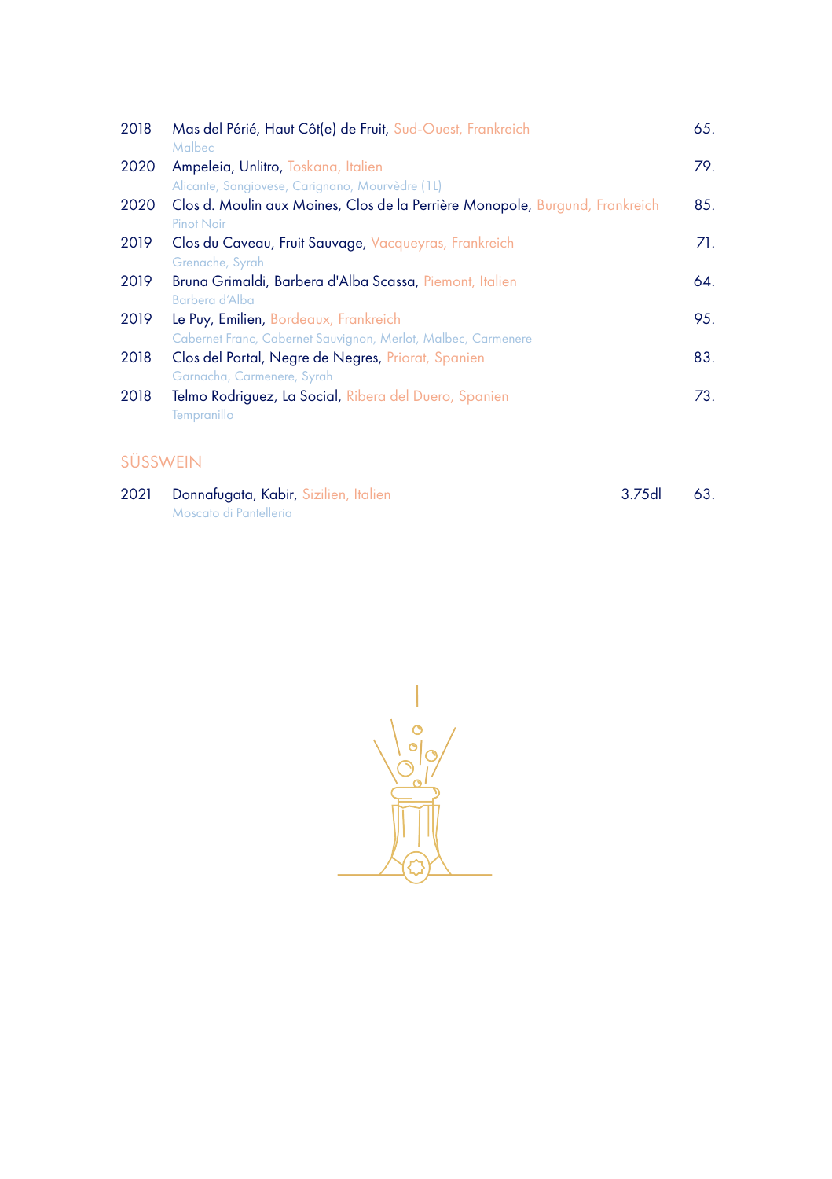2018 Mas del Périé, Haut Côt(e) de Fruit, Sud-Ouest, Frankreich — 65.
Malbec

2020 Ampeleia, Unlitro, Toskana, Italien — 79.
Alicante, Sangiovese, Carignano, Mourvèdre (1L)

2020 Clos d. Moulin aux Moines, Clos de la Perrière Monopole, Burgund, Frankreich — 85.
Pinot Noir

2019 Clos du Caveau, Fruit Sauvage, Vacqueyras, Frankreich — 71.
Grenache, Syrah

2019 Bruna Grimaldi, Barbera d'Alba Scassa, Piemont, Italien — 64.
Barbera d'Alba

2019 Le Puy, Emilien, Bordeaux, Frankreich — 95.
Cabernet Franc, Cabernet Sauvignon, Merlot, Malbec, Carmenere

2018 Clos del Portal, Negre de Negres, Priorat, Spanien — 83.
Garnacha, Carmenere, Syrah

2018 Telmo Rodriguez, La Social, Ribera del Duero, Spanien — 73.
Tempranillo

## SÜSSWEIN

2021 Donnafugata, Kabir, Sizilien, Italien — 3.75dl — 63.
Moscato di Pantelleria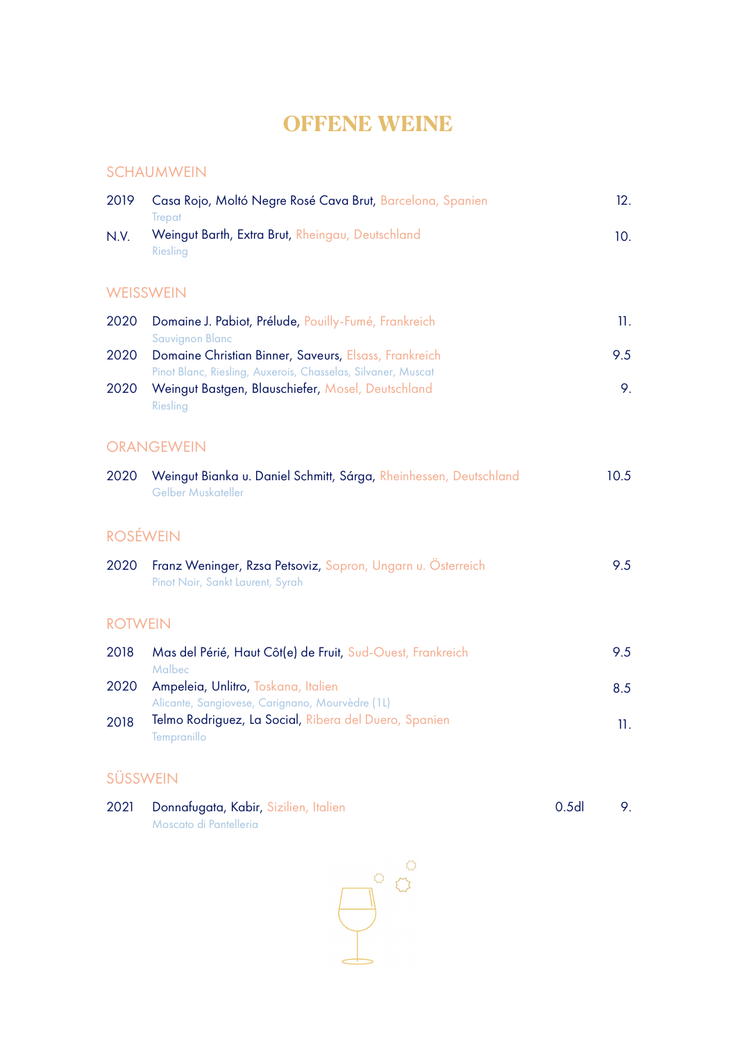# OFFENE WEINE

## SCHAUMWEIN

| | | |
|---|---|---|
| 2019 | Casa Rojo, Moltó Negre Rosé Cava Brut, Barcelona, Spanien<br>Trepat | 12. |
| N.V. | Weingut Barth, Extra Brut, Rheingau, Deutschland<br>Riesling | 10. |

## WEISSWEIN

| | | |
|---|---|---|
| 2020 | Domaine J. Pabiot, Prélude, Pouilly-Fumé, Frankreich<br>Sauvignon Blanc | 11. |
| 2020 | Domaine Christian Binner, Saveurs, Elsass, Frankreich<br>Pinot Blanc, Riesling, Auxerois, Chasselas, Silvaner, Muscat | 9.5 |
| 2020 | Weingut Bastgen, Blauschiefer, Mosel, Deutschland<br>Riesling | 9. |

## ORANGEWEIN

| | | |
|---|---|---|
| 2020 | Weingut Bianka u. Daniel Schmitt, Sárga, Rheinhessen, Deutschland<br>Gelber Muskateller | 10.5 |

## ROSÉWEIN

| | | |
|---|---|---|
| 2020 | Franz Weninger, Rzsa Petsoviz, Sopron, Ungarn u. Österreich<br>Pinot Noir, Sankt Laurent, Syrah | 9.5 |

## ROTWEIN

| | | |
|---|---|---|
| 2018 | Mas del Périé, Haut Côt(e) de Fruit, Sud-Ouest, Frankreich<br>Malbec | 9.5 |
| 2020 | Ampeleia, Unlitro, Toskana, Italien<br>Alicante, Sangiovese, Carignano, Mourvèdre (1L) | 8.5 |
| 2018 | Telmo Rodriguez, La Social, Ribera del Duero, Spanien<br>Tempranillo | 11. |

## SÜSSWEIN

| | | | |
|---|---|---|---|
| 2021 | Donnafugata, Kabir, Sizilien, Italien<br>Moscato di Pantelleria | 0.5dl | 9. |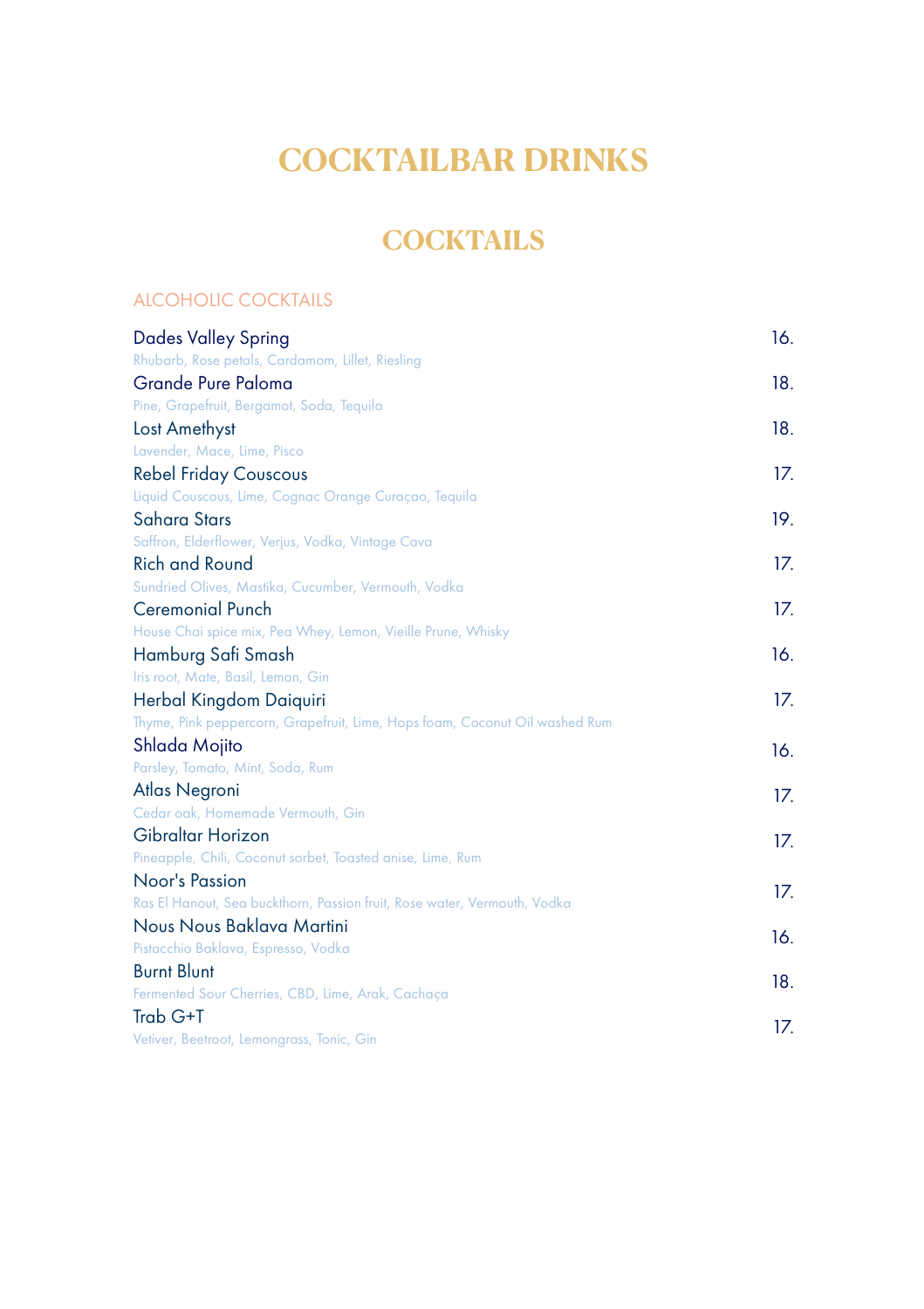# COCKTAILBAR DRINKS

## COCKTAILS

### ALCOHOLIC COCKTAILS

| | |
|---|---|
| Dades Valley Spring<br>Rhubarb, Rose petals, Cardamom, Lillet, Riesling | 16. |
| Grande Pure Paloma<br>Pine, Grapefruit, Bergamot, Soda, Tequila | 18. |
| Lost Amethyst<br>Lavender, Mace, Lime, Pisco | 18. |
| Rebel Friday Couscous<br>Liquid Couscous, Lime, Cognac Orange Curaçao, Tequila | 17. |
| Sahara Stars<br>Saffron, Elderflower, Verjus, Vodka, Vintage Cava | 19. |
| Rich and Round<br>Sundried Olives, Mastika, Cucumber, Vermouth, Vodka | 17. |
| Ceremonial Punch<br>House Chai spice mix, Pea Whey, Lemon, Vieille Prune, Whisky | 17. |
| Hamburg Safi Smash<br>Iris root, Mate, Basil, Lemon, Gin | 16. |
| Herbal Kingdom Daiquiri<br>Thyme, Pink peppercorn, Grapefruit, Lime, Hops foam, Coconut Oil washed Rum | 17. |
| Shlada Mojito<br>Parsley, Tomato, Mint, Soda, Rum | 16. |
| Atlas Negroni<br>Cedar oak, Homemade Vermouth, Gin | 17. |
| Gibraltar Horizon<br>Pineapple, Chili, Coconut sorbet, Toasted anise, Lime, Rum | 17. |
| Noor's Passion<br>Ras El Hanout, Sea buckthorn, Passion fruit, Rose water, Vermouth, Vodka | 17. |
| Nous Nous Baklava Martini<br>Pistacchio Baklava, Espresso, Vodka | 16. |
| Burnt Blunt<br>Fermented Sour Cherries, CBD, Lime, Arak, Cachaça | 18. |
| Trab G+T<br>Vetiver, Beetroot, Lemongrass, Tonic, Gin | 17. |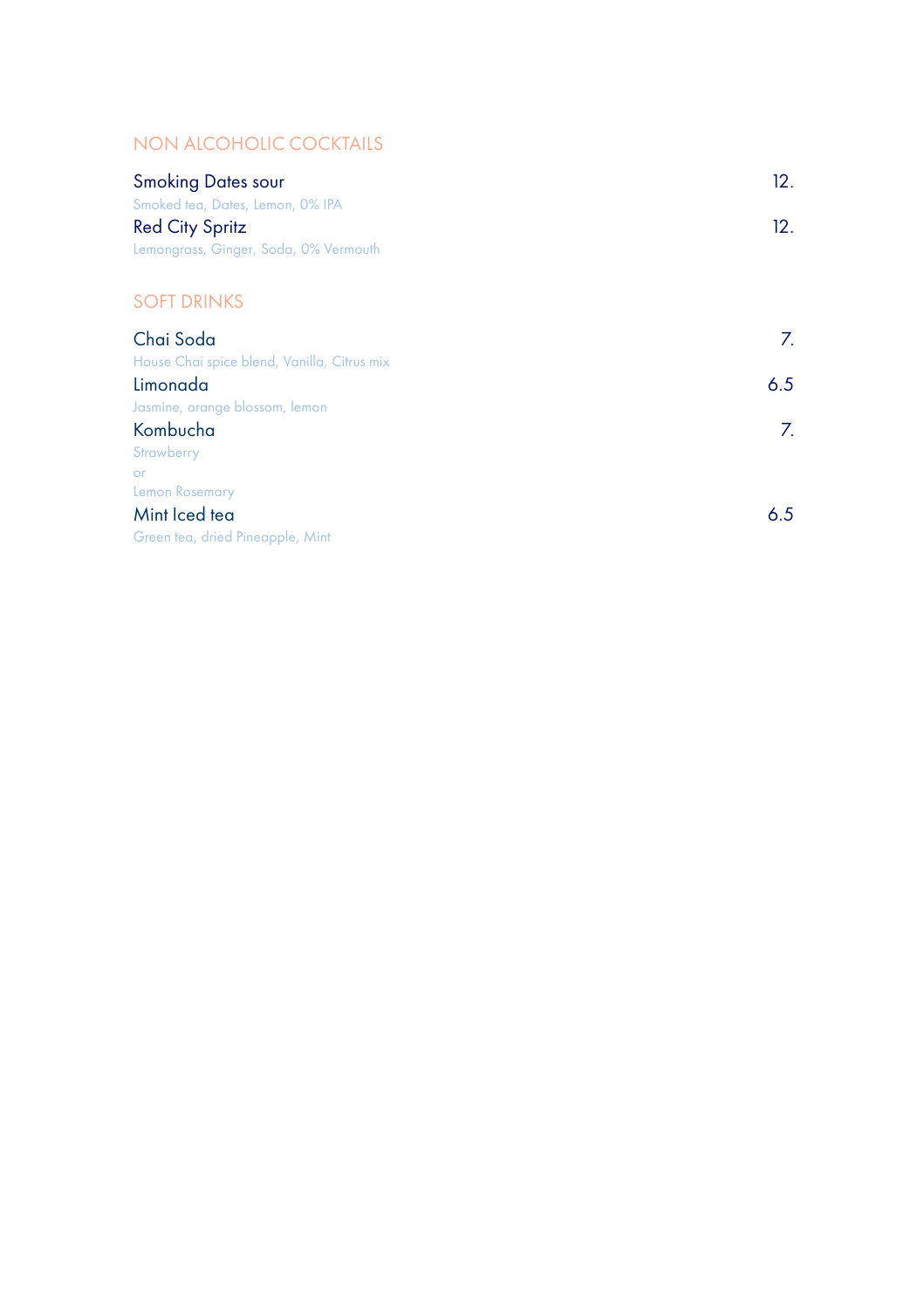## NON ALCOHOLIC COCKTAILS

**Smoking Dates sour** 12.
Smoked tea, Dates, Lemon, 0% IPA

**Red City Spritz** 12.
Lemongrass, Ginger, Soda, 0% Vermouth

## SOFT DRINKS

**Chai Soda** 7.
House Chai spice blend, Vanilla, Citrus mix

**Limonada** 6.5
Jasmine, orange blossom, lemon

**Kombucha** 7.
Strawberry
or
Lemon Rosemary

**Mint Iced tea** 6.5
Green tea, dried Pineapple, Mint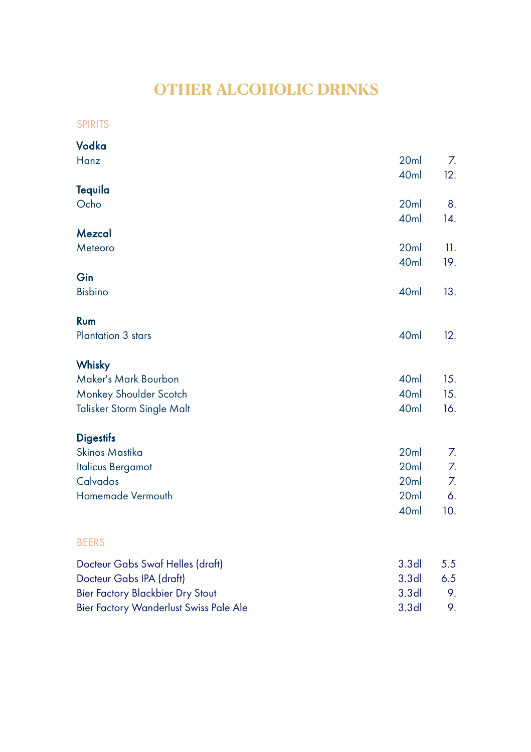# OTHER ALCOHOLIC DRINKS

## SPIRITS

### Vodka

| | | |
|---|---|---|
| Hanz | 20ml | 7. |
| | 40ml | 12. |

### Tequila

| | | |
|---|---|---|
| Ocho | 20ml | 8. |
| | 40ml | 14. |

### Mezcal

| | | |
|---|---|---|
| Meteoro | 20ml | 11. |
| | 40ml | 19. |

### Gin

| | | |
|---|---|---|
| Bisbino | 40ml | 13. |

### Rum

| | | |
|---|---|---|
| Plantation 3 stars | 40ml | 12. |

### Whisky

| | | |
|---|---|---|
| Maker's Mark Bourbon | 40ml | 15. |
| Monkey Shoulder Scotch | 40ml | 15. |
| Talisker Storm Single Malt | 40ml | 16. |

### Digestifs

| | | |
|---|---|---|
| Skinos Mastika | 20ml | 7. |
| Italicus Bergamot | 20ml | 7. |
| Calvados | 20ml | 7. |
| Homemade Vermouth | 20ml | 6. |
| | 40ml | 10. |

## BEERS

| | | |
|---|---|---|
| Docteur Gabs Swaf Helles (draft) | 3.3dl | 5.5 |
| Docteur Gabs IPA (draft) | 3.3dl | 6.5 |
| Bier Factory Blackbier Dry Stout | 3.3dl | 9. |
| Bier Factory Wanderlust Swiss Pale Ale | 3.3dl | 9. |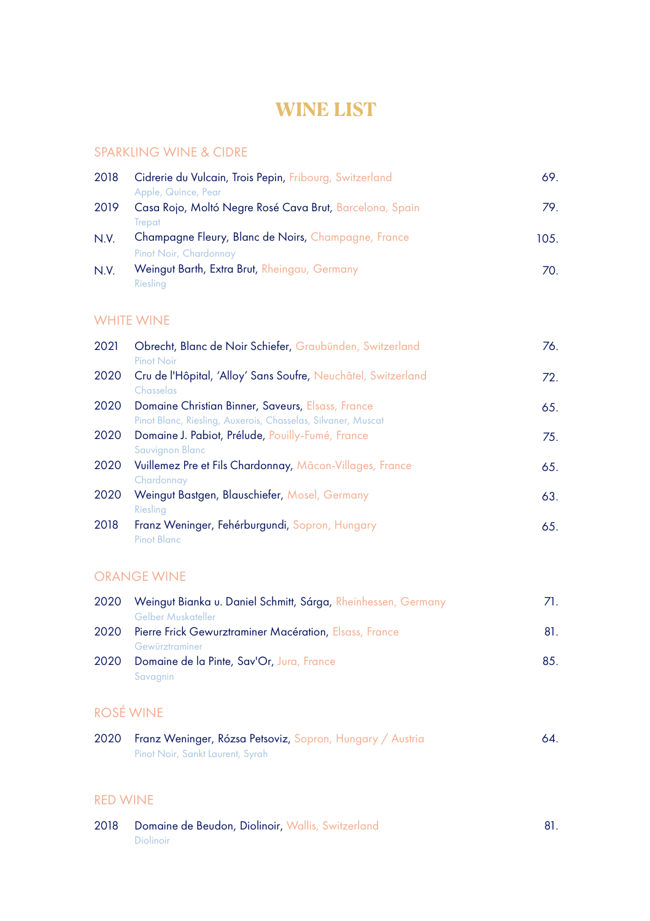# WINE LIST

## SPARKLING WINE & CIDRE

2018 Cidrerie du Vulcain, Trois Pepin, Fribourg, Switzerland — 69.
Apple, Quince, Pear

2019 Casa Rojo, Moltó Negre Rosé Cava Brut, Barcelona, Spain — 79.
Trepat

N.V. Champagne Fleury, Blanc de Noirs, Champagne, France — 105.
Pinot Noir, Chardonnay

N.V. Weingut Barth, Extra Brut, Rheingau, Germany — 70.
Riesling

## WHITE WINE

2021 Obrecht, Blanc de Noir Schiefer, Graubünden, Switzerland — 76.
Pinot Noir

2020 Cru de l'Hôpital, 'Alloy' Sans Soufre, Neuchâtel, Switzerland — 72.
Chasselas

2020 Domaine Christian Binner, Saveurs, Elsass, France — 65.
Pinot Blanc, Riesling, Auxerois, Chasselas, Silvaner, Muscat

2020 Domaine J. Pabiot, Prélude, Pouilly-Fumé, France — 75.
Sauvignon Blanc

2020 Vuillemez Pre et Fils Chardonnay, Mâcon-Villages, France — 65.
Chardonnay

2020 Weingut Bastgen, Blauschiefer, Mosel, Germany — 63.
Riesling

2018 Franz Weninger, Fehérburgundi, Sopron, Hungary — 65.
Pinot Blanc

## ORANGE WINE

2020 Weingut Bianka u. Daniel Schmitt, Sárga, Rheinhessen, Germany — 71.
Gelber Muskateller

2020 Pierre Frick Gewurztraminer Macération, Elsass, France — 81.
Gewürztraminer

2020 Domaine de la Pinte, Sav'Or, Jura, France — 85.
Savagnin

## ROSÉ WINE

2020 Franz Weninger, Rózsa Petsoviz, Sopron, Hungary / Austria — 64.
Pinot Noir, Sankt Laurent, Syrah

## RED WINE

2018 Domaine de Beudon, Diolinoir, Wallis, Switzerland — 81.
Diolinoir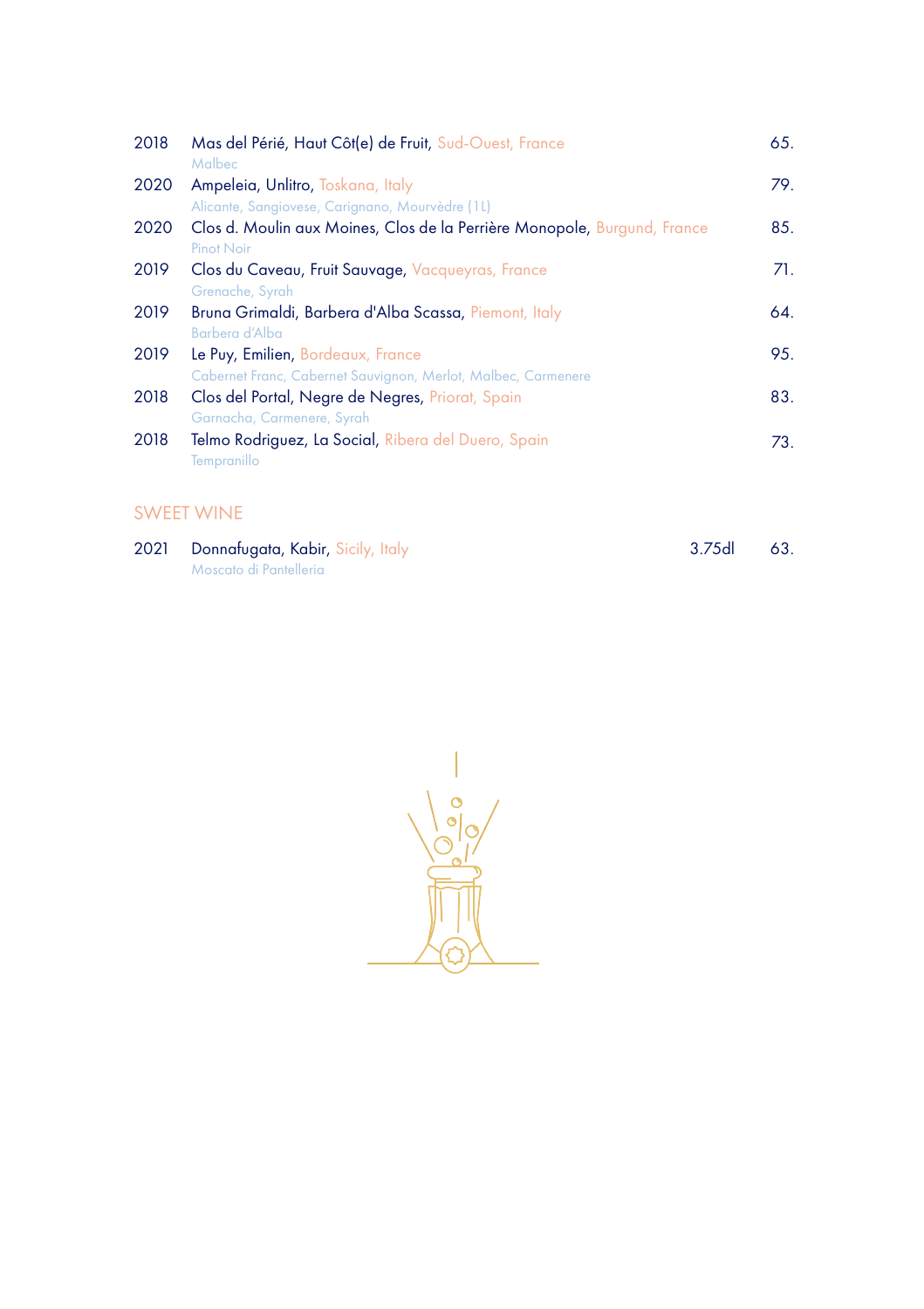| | | |
|---|---|---|
| 2018 | Mas del Périé, Haut Côt(e) de Fruit, Sud-Ouest, France<br>Malbec | 65. |
| 2020 | Ampeleia, Unlitro, Toskana, Italy<br>Alicante, Sangiovese, Carignano, Mourvèdre (1L) | 79. |
| 2020 | Clos d. Moulin aux Moines, Clos de la Perrière Monopole, Burgund, France<br>Pinot Noir | 85. |
| 2019 | Clos du Caveau, Fruit Sauvage, Vacqueyras, France<br>Grenache, Syrah | 71. |
| 2019 | Bruna Grimaldi, Barbera d'Alba Scassa, Piemont, Italy<br>Barbera d'Alba | 64. |
| 2019 | Le Puy, Emilien, Bordeaux, France<br>Cabernet Franc, Cabernet Sauvignon, Merlot, Malbec, Carmenere | 95. |
| 2018 | Clos del Portal, Negre de Negres, Priorat, Spain<br>Garnacha, Carmenere, Syrah | 83. |
| 2018 | Telmo Rodriguez, La Social, Ribera del Duero, Spain<br>Tempranillo | 73. |

## SWEET WINE

| | | | |
|---|---|---|---|
| 2021 | Donnafugata, Kabir, Sicily, Italy<br>Moscato di Pantelleria | 3.75dl | 63. |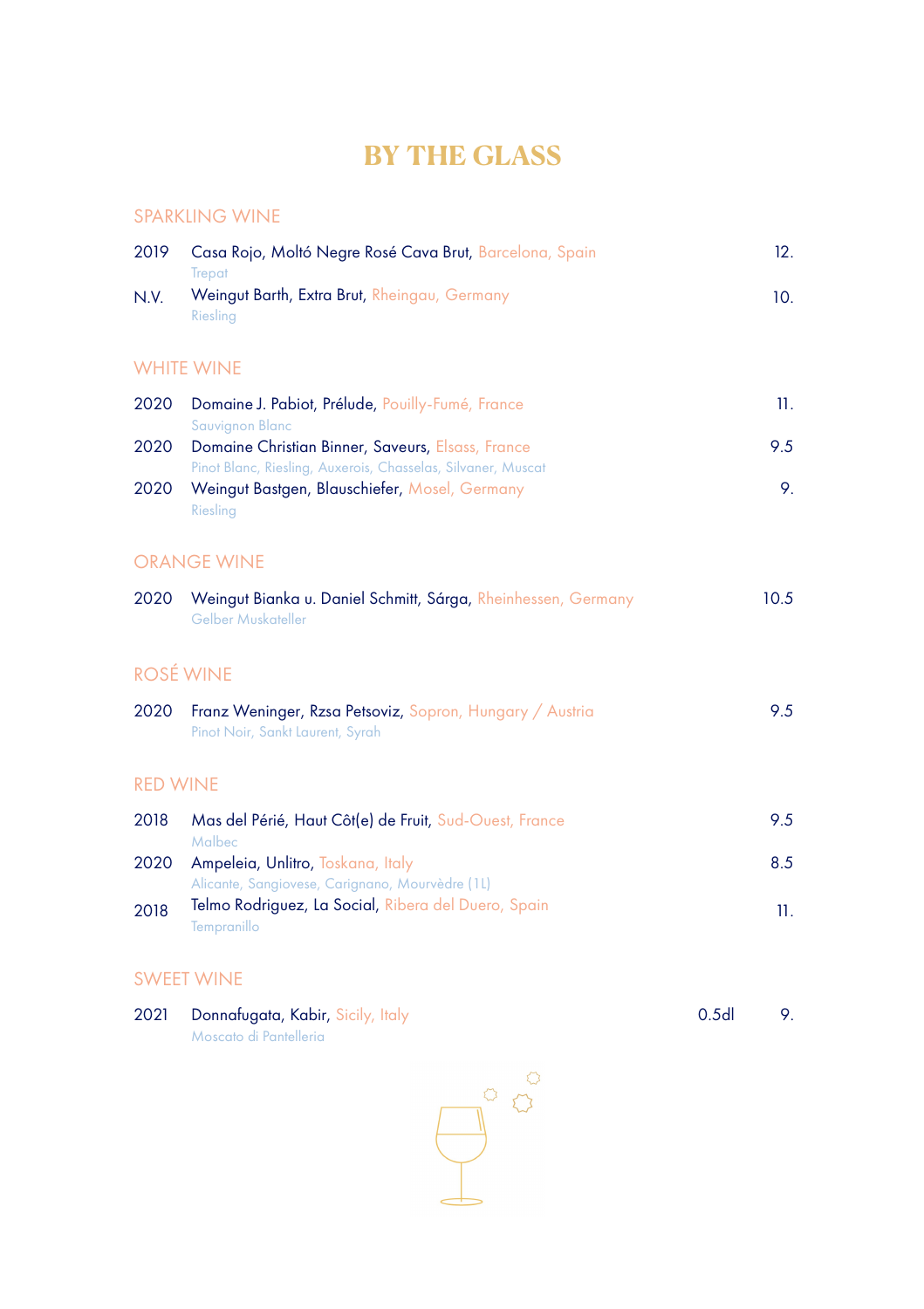# BY THE GLASS

## SPARKLING WINE

| | | | |
|---|---|---|---|
| 2019 | Casa Rojo, Moltó Negre Rosé Cava Brut, Barcelona, Spain<br>Trepat | | 12. |
| N.V. | Weingut Barth, Extra Brut, Rheingau, Germany<br>Riesling | | 10. |

## WHITE WINE

| | | | |
|---|---|---|---|
| 2020 | Domaine J. Pabiot, Prélude, Pouilly-Fumé, France<br>Sauvignon Blanc | | 11. |
| 2020 | Domaine Christian Binner, Saveurs, Elsass, France<br>Pinot Blanc, Riesling, Auxerois, Chasselas, Silvaner, Muscat | | 9.5 |
| 2020 | Weingut Bastgen, Blauschiefer, Mosel, Germany<br>Riesling | | 9. |

## ORANGE WINE

| | | | |
|---|---|---|---|
| 2020 | Weingut Bianka u. Daniel Schmitt, Sárga, Rheinhessen, Germany<br>Gelber Muskateller | | 10.5 |

## ROSÉ WINE

| | | | |
|---|---|---|---|
| 2020 | Franz Weninger, Rzsa Petsoviz, Sopron, Hungary / Austria<br>Pinot Noir, Sankt Laurent, Syrah | | 9.5 |

## RED WINE

| | | | |
|---|---|---|---|
| 2018 | Mas del Périé, Haut Côt(e) de Fruit, Sud-Ouest, France<br>Malbec | | 9.5 |
| 2020 | Ampeleia, Unlitro, Toskana, Italy<br>Alicante, Sangiovese, Carignano, Mourvèdre (1L) | | 8.5 |
| 2018 | Telmo Rodriguez, La Social, Ribera del Duero, Spain<br>Tempranillo | | 11. |

## SWEET WINE

| | | | |
|---|---|---|---|
| 2021 | Donnafugata, Kabir, Sicily, Italy<br>Moscato di Pantelleria | 0.5dl | 9. |